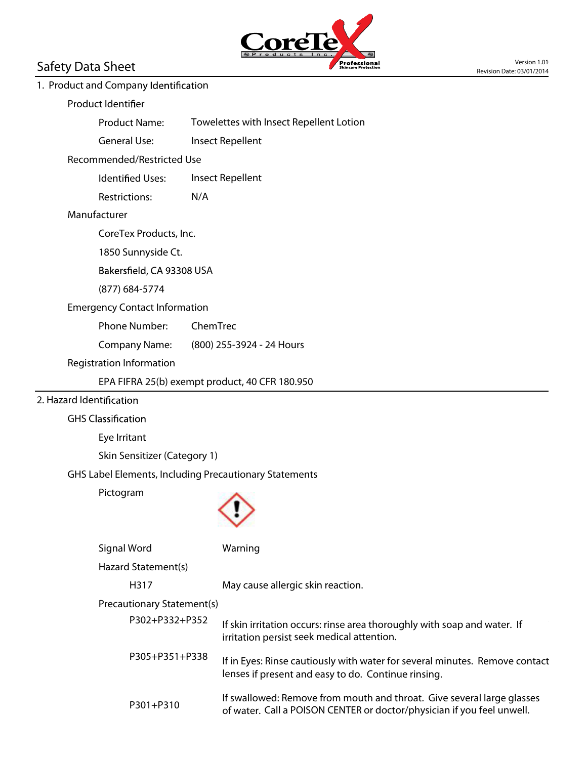# Safety Data Sheet

Version 1.01
Revision Date: 03/01/2014

## 1. Product and Company Identification

### Product Identifier

Product Name: Towelettes with Insect Repellent Lotion

General Use: Insect Repellent

### Recommended/Restricted Use

Identified Uses: Insect Repellent

Restrictions: N/A

### Manufacturer

CoreTex Products, Inc.

1850 Sunnyside Ct.

Bakersfield, CA 93308 USA

(877) 684-5774

### Emergency Contact Information

Phone Number: ChemTrec

Company Name: (800) 255-3924 - 24 Hours

### Registration Information

EPA FIFRA 25(b) exempt product, 40 CFR 180.950

## 2. Hazard Identification

### GHS Classification

Eye Irritant

Skin Sensitizer (Category 1)

### GHS Label Elements, Including Precautionary Statements

Pictogram

Signal Word: Warning

Hazard Statement(s)

| | |
|---|---|
| H317 | May cause allergic skin reaction. |

Precautionary Statement(s)

| | |
|---|---|
| P302+P332+P352 | If skin irritation occurs: rinse area thoroughly with soap and water. If irritation persist seek medical attention. |
| P305+P351+P338 | If in Eyes: Rinse cautiously with water for several minutes. Remove contact lenses if present and easy to do. Continue rinsing. |
| P301+P310 | If swallowed: Remove from mouth and throat. Give several large glasses of water. Call a POISON CENTER or doctor/physician if you feel unwell. |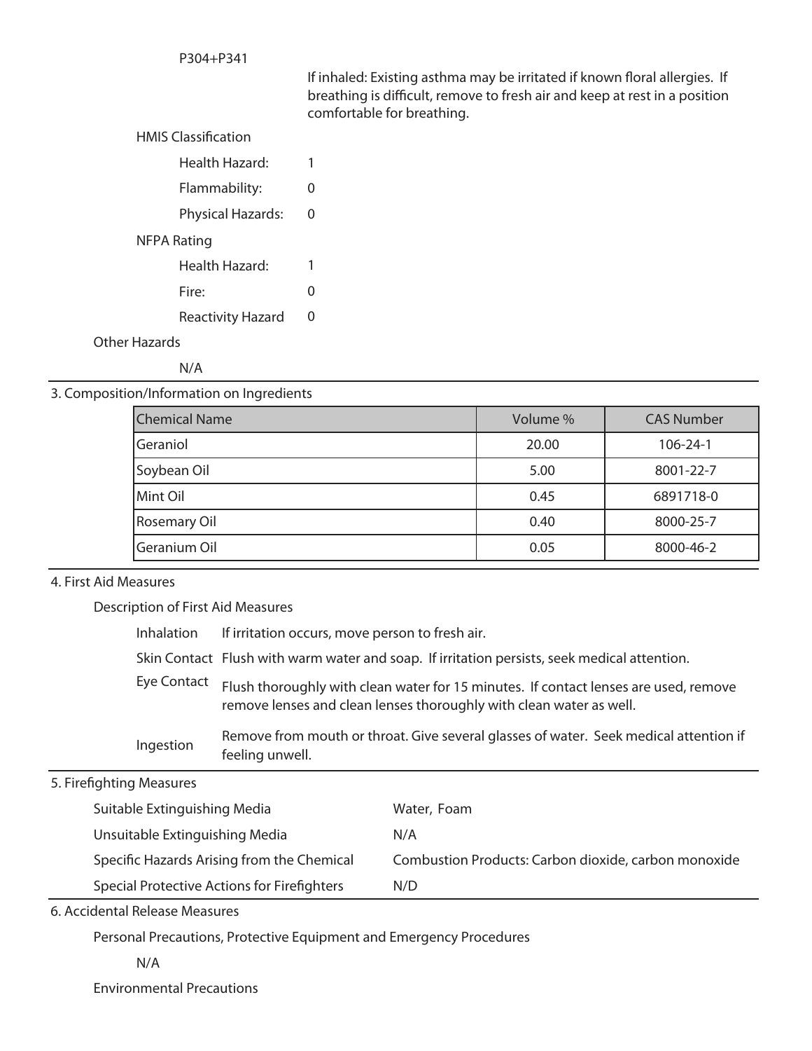P304+P341

If inhaled: Existing asthma may be irritated if known floral allergies. If breathing is difficult, remove to fresh air and keep at rest in a position comfortable for breathing.

HMIS Classification

| | |
|---|---|
| Health Hazard: | 1 |
| Flammability: | 0 |
| Physical Hazards: | 0 |

NFPA Rating

| | |
|---|---|
| Health Hazard: | 1 |
| Fire: | 0 |
| Reactivity Hazard | 0 |

Other Hazards

N/A

## 3. Composition/Information on Ingredients

| Chemical Name | Volume % | CAS Number |
|---|---|---|
| Geraniol | 20.00 | 106-24-1 |
| Soybean Oil | 5.00 | 8001-22-7 |
| Mint Oil | 0.45 | 6891718-0 |
| Rosemary Oil | 0.40 | 8000-25-7 |
| Geranium Oil | 0.05 | 8000-46-2 |

## 4. First Aid Measures

Description of First Aid Measures

| | |
|---|---|
| Inhalation | If irritation occurs, move person to fresh air. |
| Skin Contact | Flush with warm water and soap. If irritation persists, seek medical attention. |
| Eye Contact | Flush thoroughly with clean water for 15 minutes. If contact lenses are used, remove remove lenses and clean lenses thoroughly with clean water as well. |
| Ingestion | Remove from mouth or throat. Give several glasses of water. Seek medical attention if feeling unwell. |

## 5. Firefighting Measures

| | |
|---|---|
| Suitable Extinguishing Media | Water, Foam |
| Unsuitable Extinguishing Media | N/A |
| Specific Hazards Arising from the Chemical | Combustion Products: Carbon dioxide, carbon monoxide |
| Special Protective Actions for Firefighters | N/D |

## 6. Accidental Release Measures

Personal Precautions, Protective Equipment and Emergency Procedures

N/A

Environmental Precautions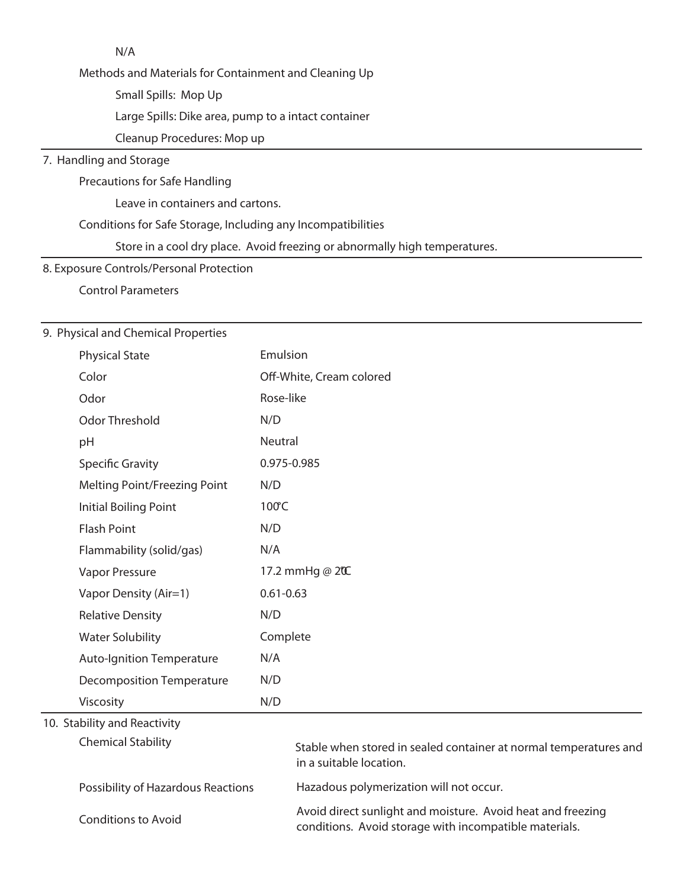N/A

Methods and Materials for Containment and Cleaning Up

Small Spills: Mop Up

Large Spills: Dike area, pump to a intact container

Cleanup Procedures: Mop up

## 7. Handling and Storage

Precautions for Safe Handling

Leave in containers and cartons.

Conditions for Safe Storage, Including any Incompatibilities

Store in a cool dry place. Avoid freezing or abnormally high temperatures.

## 8. Exposure Controls/Personal Protection

Control Parameters

## 9. Physical and Chemical Properties

| Property | Value |
|---|---|
| Physical State | Emulsion |
| Color | Off-White, Cream colored |
| Odor | Rose-like |
| Odor Threshold | N/D |
| pH | Neutral |
| Specific Gravity | 0.975-0.985 |
| Melting Point/Freezing Point | N/D |
| Initial Boiling Point | 100°C |
| Flash Point | N/D |
| Flammability (solid/gas) | N/A |
| Vapor Pressure | 17.2 mmHg @ 20°C |
| Vapor Density (Air=1) | 0.61-0.63 |
| Relative Density | N/D |
| Water Solubility | Complete |
| Auto-Ignition Temperature | N/A |
| Decomposition Temperature | N/D |
| Viscosity | N/D |

## 10. Stability and Reactivity

| Property | Value |
|---|---|
| Chemical Stability | Stable when stored in sealed container at normal temperatures and in a suitable location. |
| Possibility of Hazardous Reactions | Hazadous polymerization will not occur. |
| Conditions to Avoid | Avoid direct sunlight and moisture. Avoid heat and freezing conditions. Avoid storage with incompatible materials. |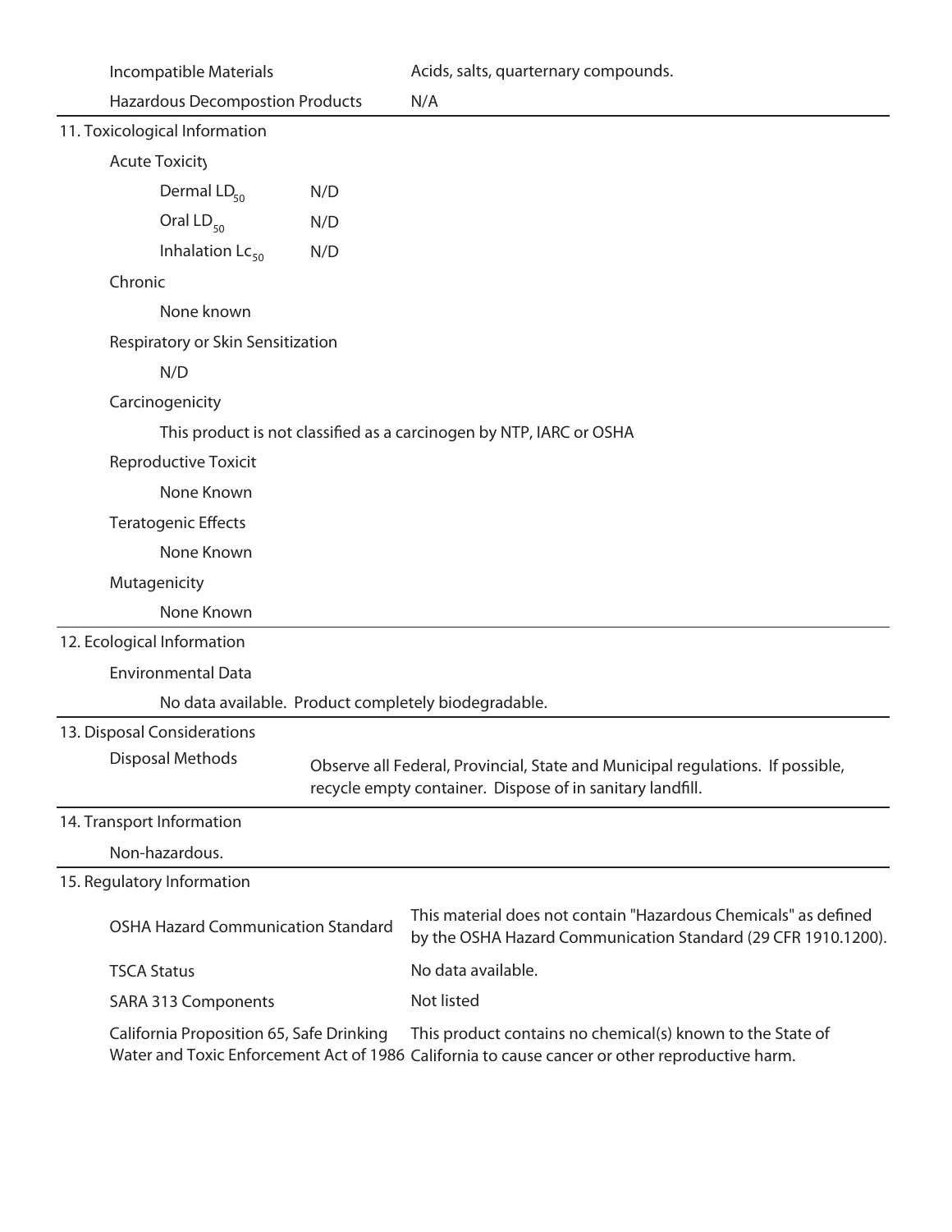| | |
|---|---|
| Incompatible Materials | Acids, salts, quarternary compounds. |
| Hazardous Decompostion Products | N/A |

## 11. Toxicological Information

**Acute Toxicity**

| | |
|---|---|
| Dermal $LD_{50}$ | N/D |
| Oral $LD_{50}$ | N/D |
| Inhalation $Lc_{50}$ | N/D |

**Chronic**

None known

**Respiratory or Skin Sensitization**

N/D

**Carcinogenicity**

This product is not classified as a carcinogen by NTP, IARC or OSHA

**Reproductive Toxicit**

None Known

**Teratogenic Effects**

None Known

**Mutagenicity**

None Known

## 12. Ecological Information

**Environmental Data**

No data available. Product completely biodegradable.

## 13. Disposal Considerations

| | |
|---|---|
| Disposal Methods | Observe all Federal, Provincial, State and Municipal regulations. If possible, recycle empty container. Dispose of in sanitary landfill. |

## 14. Transport Information

Non-hazardous.

## 15. Regulatory Information

| | |
|---|---|
| OSHA Hazard Communication Standard | This material does not contain "Hazardous Chemicals" as defined by the OSHA Hazard Communication Standard (29 CFR 1910.1200). |
| TSCA Status | No data available. |
| SARA 313 Components | Not listed |
| California Proposition 65, Safe Drinking Water and Toxic Enforcement Act of 1986 | This product contains no chemical(s) known to the State of California to cause cancer or other reproductive harm. |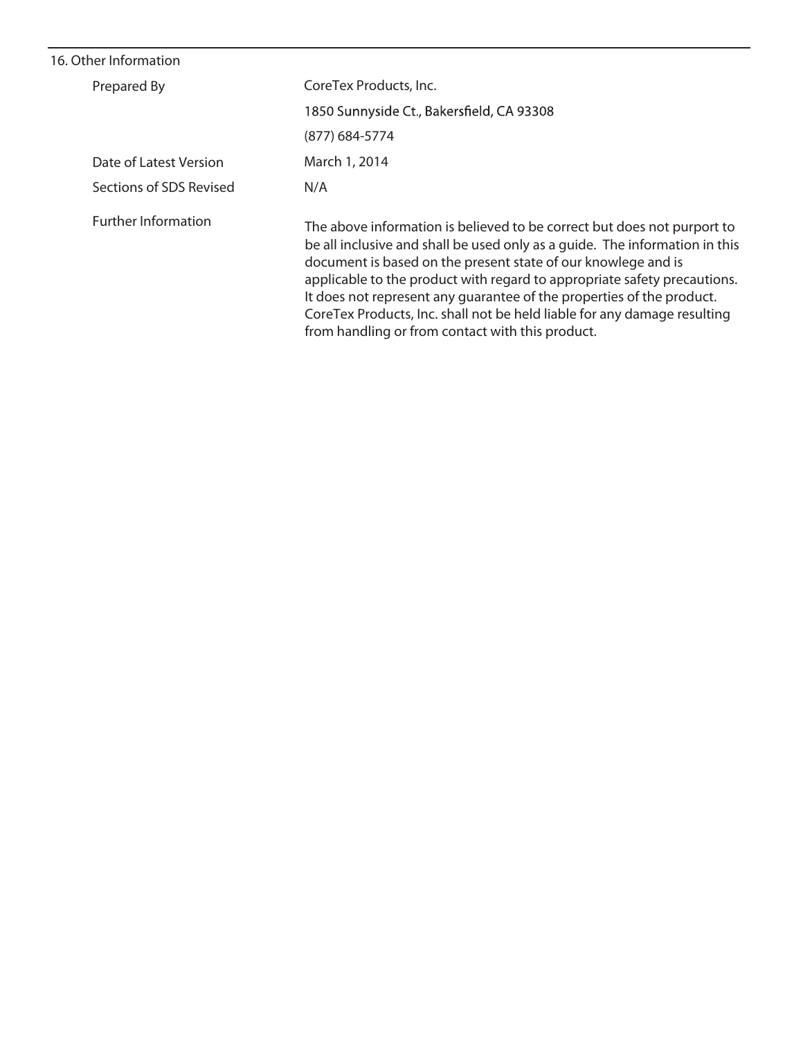## 16. Other Information

| | |
|---|---|
| Prepared By | CoreTex Products, Inc.<br>1850 Sunnyside Ct., Bakersfield, CA 93308<br>(877) 684-5774 |
| Date of Latest Version | March 1, 2014 |
| Sections of SDS Revised | N/A |
| Further Information | The above information is believed to be correct but does not purport to be all inclusive and shall be used only as a guide. The information in this document is based on the present state of our knowlege and is applicable to the product with regard to appropriate safety precautions. It does not represent any guarantee of the properties of the product. CoreTex Products, Inc. shall not be held liable for any damage resulting from handling or from contact with this product. |